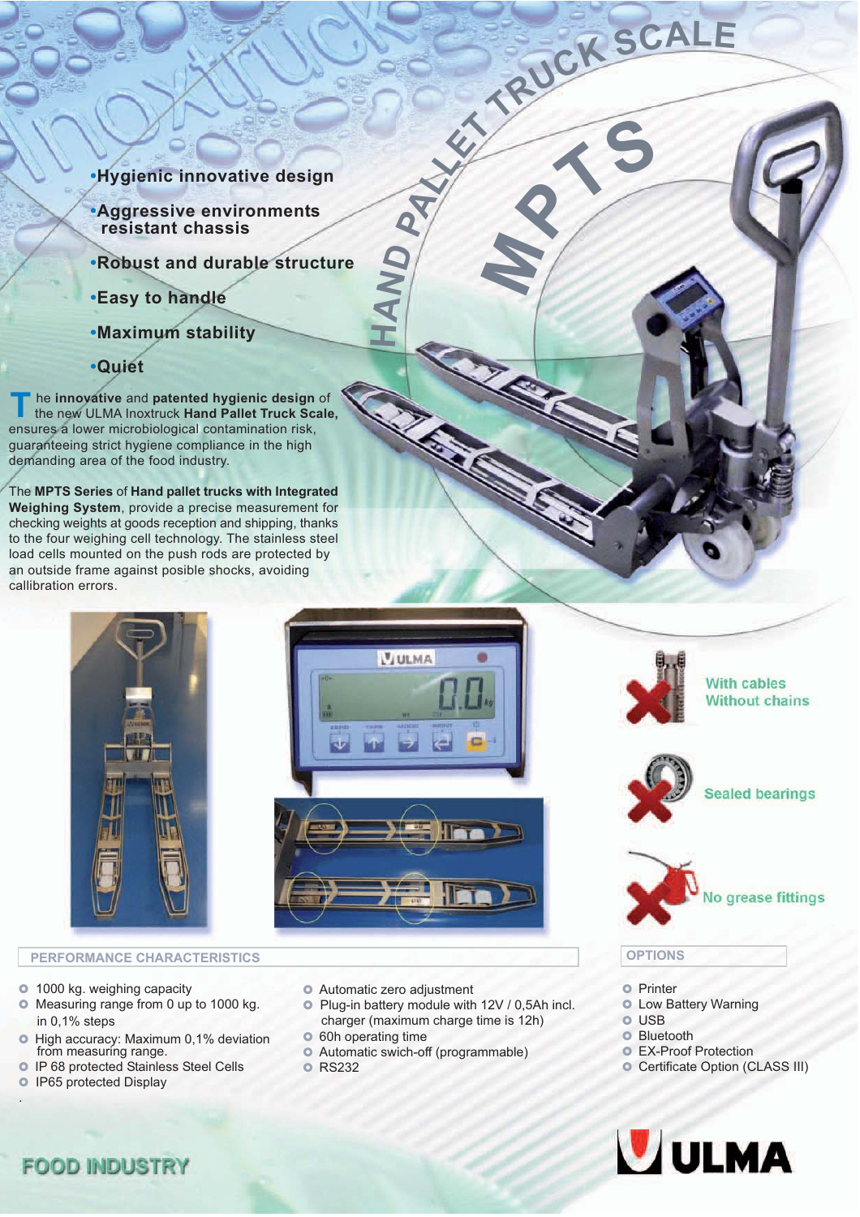# HAND PALLET TRUCK SCALE MPTS

- Hygienic innovative design
- Aggressive environments resistant chassis
- Robust and durable structure
- Easy to handle
- Maximum stability
- Quiet

The **innovative** and **patented hygienic design** of the new ULMA Inoxtruck **Hand Pallet Truck Scale,** ensures a lower microbiological contamination risk, guaranteeing strict hygiene compliance in the high demanding area of the food industry.

The **MPTS Series** of **Hand pallet trucks with Integrated Weighing System**, provide a precise measurement for checking weights at goods reception and shipping, thanks to the four weighing cell technology. The stainless steel load cells mounted on the push rods are protected by an outside frame against posible shocks, avoiding callibration errors.

With cables
Without chains

Sealed bearings

No grease fittings

## PERFORMANCE CHARACTERISTICS

- 1000 kg. weighing capacity
- Measuring range from 0 up to 1000 kg. in 0,1% steps
- High accuracy: Maximum 0,1% deviation from measuring range.
- IP 68 protected Stainless Steel Cells
- IP65 protected Display
- Automatic zero adjustment
- Plug-in battery module with 12V / 0,5Ah incl. charger (maximum charge time is 12h)
- 60h operating time
- Automatic swich-off (programmable)
- RS232

## OPTIONS

- Printer
- Low Battery Warning
- USB
- Bluetooth
- EX-Proof Protection
- Certificate Option (CLASS III)

FOOD INDUSTRY

ULMA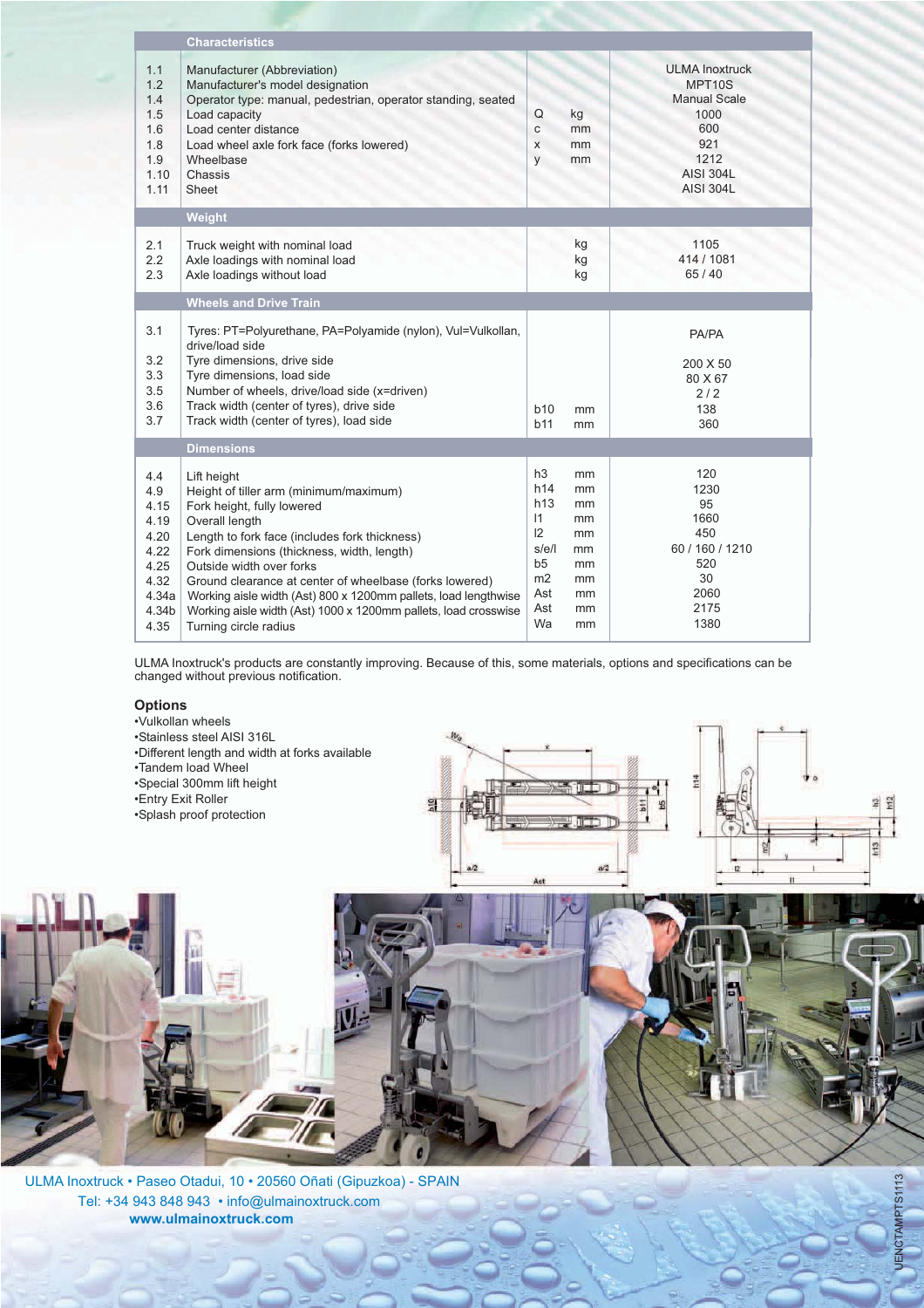| | Characteristics | | | |
|---|---|---|---|---|
| 1.1 | Manufacturer (Abbreviation) | | | ULMA Inoxtruck |
| 1.2 | Manufacturer's model designation | | | MPT10S |
| 1.4 | Operator type: manual, pedestrian, operator standing, seated | | | Manual Scale |
| 1.5 | Load capacity | Q | kg | 1000 |
| 1.6 | Load center distance | c | mm | 600 |
| 1.8 | Load wheel axle fork face (forks lowered) | x | mm | 921 |
| 1.9 | Wheelbase | y | mm | 1212 |
| 1.10 | Chassis | | | AISI 304L |
| 1.11 | Sheet | | | AISI 304L |
| | **Weight** | | | |
| 2.1 | Truck weight with nominal load | | kg | 1105 |
| 2.2 | Axle loadings with nominal load | | kg | 414 / 1081 |
| 2.3 | Axle loadings without load | | kg | 65 / 40 |
| | **Wheels and Drive Train** | | | |
| 3.1 | Tyres: PT=Polyurethane, PA=Polyamide (nylon), Vul=Vulkollan, drive/load side | | | PA/PA |
| 3.2 | Tyre dimensions, drive side | | | 200 X 50 |
| 3.3 | Tyre dimensions, load side | | | 80 X 67 |
| 3.5 | Number of wheels, drive/load side (x=driven) | | | 2 / 2 |
| 3.6 | Track width (center of tyres), drive side | b10 | mm | 138 |
| 3.7 | Track width (center of tyres), load side | b11 | mm | 360 |
| | **Dimensions** | | | |
| 4.4 | Lift height | h3 | mm | 120 |
| 4.9 | Height of tiller arm (minimum/maximum) | h14 | mm | 1230 |
| 4.15 | Fork height, fully lowered | h13 | mm | 95 |
| 4.19 | Overall length | l1 | mm | 1660 |
| 4.20 | Length to fork face (includes fork thickness) | l2 | mm | 450 |
| 4.22 | Fork dimensions (thickness, width, length) | s/e/l | mm | 60 / 160 / 1210 |
| 4.25 | Outside width over forks | b5 | mm | 520 |
| 4.32 | Ground clearance at center of wheelbase (forks lowered) | m2 | mm | 30 |
| 4.34a | Working aisle width (Ast) 800 x 1200mm pallets, load lengthwise | Ast | mm | 2060 |
| 4.34b | Working aisle width (Ast) 1000 x 1200mm pallets, load crosswise | Ast | mm | 2175 |
| 4.35 | Turning circle radius | Wa | mm | 1380 |

ULMA Inoxtruck's products are constantly improving. Because of this, some materials, options and specifications can be changed without previous notification.

## Options

- Vulkollan wheels
- Stainless steel AISI 316L
- Different length and width at forks available
- Tandem load Wheel
- Special 300mm lift height
- Entry Exit Roller
- Splash proof protection

ULMA Inoxtruck • Paseo Otadui, 10 • 20560 Oñati (Gipuzkoa) - SPAIN
Tel: +34 943 848 943 • info@ulmainoxtruck.com
**www.ulmainoxtruck.com**

UENGTAMPTS1113